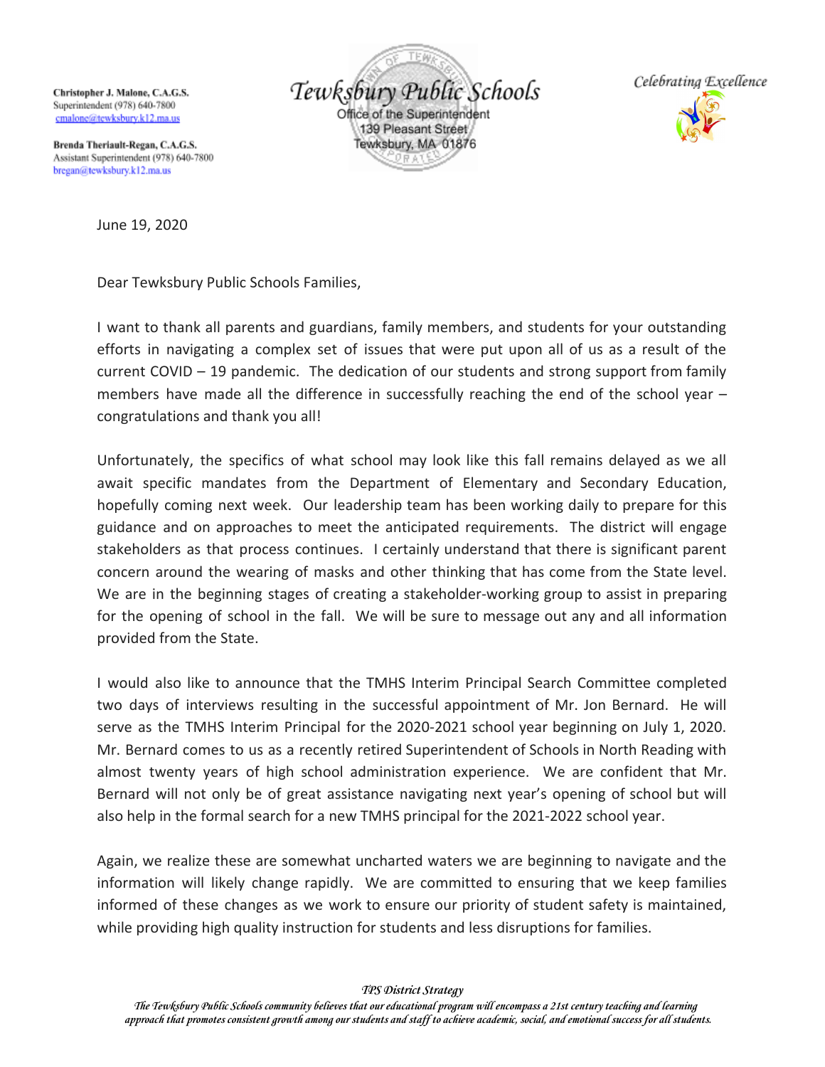**Christopher J. Malone, C.A.G.S.**
Superintendent (978) 640-7800
cmalone@tewksbury.k12.ma.us

**Brenda Theriault-Regan, C.A.G.S.**
Assistant Superintendent (978) 640-7800
bregan@tewksbury.k12.ma.us

*Tewksbury Public Schools*
Office of the Superintendent
139 Pleasant Street
Tewksbury, MA 01876

*Celebrating Excellence*

June 19, 2020

Dear Tewksbury Public Schools Families,

I want to thank all parents and guardians, family members, and students for your outstanding efforts in navigating a complex set of issues that were put upon all of us as a result of the current COVID – 19 pandemic. The dedication of our students and strong support from family members have made all the difference in successfully reaching the end of the school year – congratulations and thank you all!

Unfortunately, the specifics of what school may look like this fall remains delayed as we all await specific mandates from the Department of Elementary and Secondary Education, hopefully coming next week. Our leadership team has been working daily to prepare for this guidance and on approaches to meet the anticipated requirements. The district will engage stakeholders as that process continues. I certainly understand that there is significant parent concern around the wearing of masks and other thinking that has come from the State level. We are in the beginning stages of creating a stakeholder-working group to assist in preparing for the opening of school in the fall. We will be sure to message out any and all information provided from the State.

I would also like to announce that the TMHS Interim Principal Search Committee completed two days of interviews resulting in the successful appointment of Mr. Jon Bernard. He will serve as the TMHS Interim Principal for the 2020-2021 school year beginning on July 1, 2020. Mr. Bernard comes to us as a recently retired Superintendent of Schools in North Reading with almost twenty years of high school administration experience. We are confident that Mr. Bernard will not only be of great assistance navigating next year's opening of school but will also help in the formal search for a new TMHS principal for the 2021-2022 school year.

Again, we realize these are somewhat uncharted waters we are beginning to navigate and the information will likely change rapidly. We are committed to ensuring that we keep families informed of these changes as we work to ensure our priority of student safety is maintained, while providing high quality instruction for students and less disruptions for families.

*TPS District Strategy*
*The Tewksbury Public Schools community believes that our educational program will encompass a 21st century teaching and learning approach that promotes consistent growth among our students and staff to achieve academic, social, and emotional success for all students.*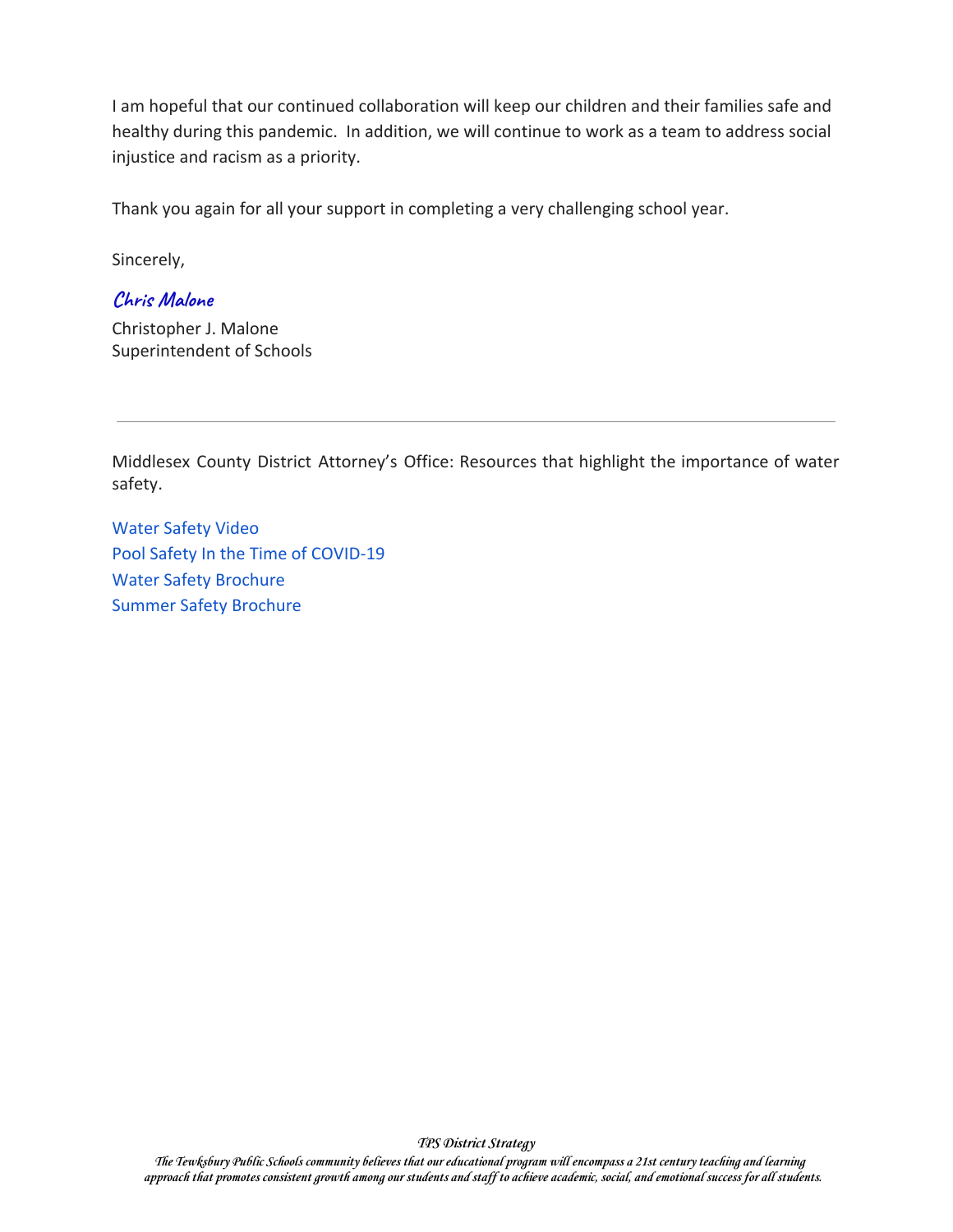I am hopeful that our continued collaboration will keep our children and their families safe and healthy during this pandemic. In addition, we will continue to work as a team to address social injustice and racism as a priority.

Thank you again for all your support in completing a very challenging school year.

Sincerely,

*Chris Malone*

Christopher J. Malone
Superintendent of Schools

---

Middlesex County District Attorney's Office: Resources that highlight the importance of water safety.

Water Safety Video
Pool Safety In the Time of COVID-19
Water Safety Brochure
Summer Safety Brochure

*TPS District Strategy*

*The Tewksbury Public Schools community believes that our educational program will encompass a 21st century teaching and learning approach that promotes consistent growth among our students and staff to achieve academic, social, and emotional success for all students.*